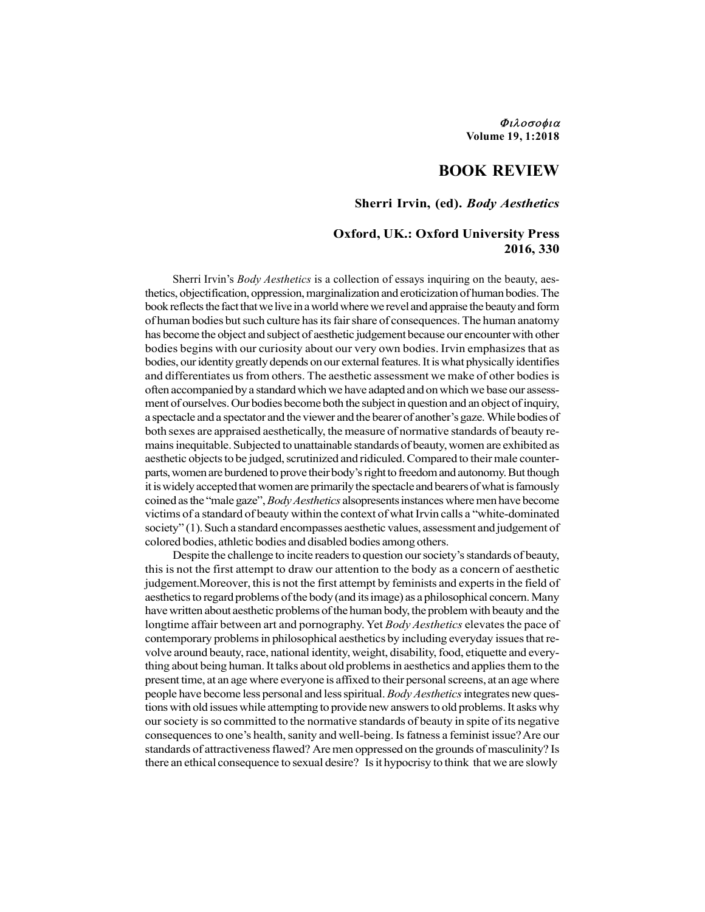# BOOK REVIEW

## Sherri Irvin, (ed). *Body Aesthetics*

### Oxford, UK.: Oxford University Press 2016, 330

Sherri Irvin's *Body Aesthetics* is a collection of essays inquiring on the beauty, aesthetics, objectification, oppression, marginalization and eroticization of human bodies. The book reflects the fact that we live in a world where we revel and appraise the beauty and form of human bodies but such culture has its fair share of consequences. The human anatomy has become the object and subject of aesthetic judgement because our encounter with other bodies begins with our curiosity about our very own bodies. Irvin emphasizes that as bodies, our identity greatly depends on our external features. It is what physically identifies and differentiates us from others. The aesthetic assessment we make of other bodies is often accompanied by a standard which we have adapted and on which we base our assessment of ourselves. Our bodies become both the subject in question and an object of inquiry, a spectacle and a spectator and the viewer and the bearer of another's gaze. While bodies of both sexes are appraised aesthetically, the measure of normative standards of beauty remains inequitable. Subjected to unattainable standards of beauty, women are exhibited as aesthetic objects to be judged, scrutinized and ridiculed. Compared to their male counterparts, women are burdened to prove their body's right to freedom and autonomy. But though it is widely accepted that women are primarily the spectacle and bearers of what is famously coined as the "male gaze", *Body Aesthetics* alsopresents instances where men have become victims of a standard of beauty within the context of what Irvin calls a "white-dominated society" (1). Such a standard encompasses aesthetic values, assessment and judgement of colored bodies, athletic bodies and disabled bodies among others.

Despite the challenge to incite readers to question our society's standards of beauty, this is not the first attempt to draw our attention to the body as a concern of aesthetic judgement.Moreover, this is not the first attempt by feminists and experts in the field of aesthetics to regard problems of the body (and its image) as a philosophical concern. Many have written about aesthetic problems of the human body, the problem with beauty and the longtime affair between art and pornography. Yet *Body Aesthetics* elevates the pace of contemporary problems in philosophical aesthetics by including everyday issues that revolve around beauty, race, national identity, weight, disability, food, etiquette and everything about being human. It talks about old problems in aesthetics and applies them to the present time, at an age where everyone is affixed to their personal screens, at an age where people have become less personal and less spiritual. *Body Aesthetics* integrates new questions with old issues while attempting to provide new answers to old problems. It asks why our society is so committed to the normative standards of beauty in spite of its negative consequences to one's health, sanity and well-being. Is fatness a feminist issue? Are our standards of attractiveness flawed? Are men oppressed on the grounds of masculinity? Is there an ethical consequence to sexual desire? Is it hypocrisy to think that we are slowly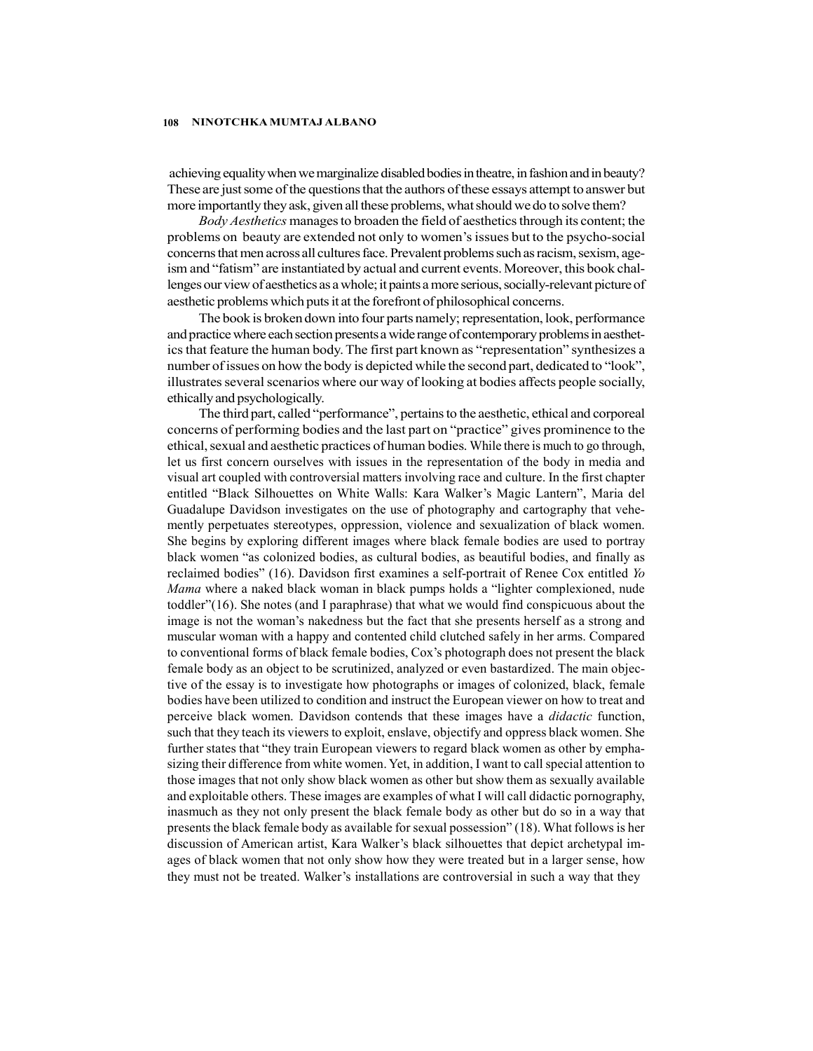achieving equality when we marginalize disabled bodies in theatre, in fashion and in beauty? These are just some of the questions that the authors of these essays attempt to answer but more importantly they ask, given all these problems, what should we do to solve them?

*Body Aesthetics* manages to broaden the field of aesthetics through its content; the problems on beauty are extended not only to women's issues but to the psycho-social concerns that men across all cultures face. Prevalent problems such as racism, sexism, ageism and "fatism" are instantiated by actual and current events. Moreover, this book challenges our view of aesthetics as a whole; it paints a more serious, socially-relevant picture of aesthetic problems which puts it at the forefront of philosophical concerns.

The book is broken down into four parts namely; representation, look, performance and practice where each section presents a wide range of contemporary problems in aesthetics that feature the human body. The first part known as "representation" synthesizes a number of issues on how the body is depicted while the second part, dedicated to "look", illustrates several scenarios where our way of looking at bodies affects people socially, ethically and psychologically.

The third part, called "performance", pertains to the aesthetic, ethical and corporeal concerns of performing bodies and the last part on "practice" gives prominence to the ethical, sexual and aesthetic practices of human bodies. While there is much to go through, let us first concern ourselves with issues in the representation of the body in media and visual art coupled with controversial matters involving race and culture. In the first chapter entitled "Black Silhouettes on White Walls: Kara Walker's Magic Lantern", Maria del Guadalupe Davidson investigates on the use of photography and cartography that vehemently perpetuates stereotypes, oppression, violence and sexualization of black women. She begins by exploring different images where black female bodies are used to portray black women "as colonized bodies, as cultural bodies, as beautiful bodies, and finally as reclaimed bodies" (16). Davidson first examines a self-portrait of Renee Cox entitled *Yo Mama* where a naked black woman in black pumps holds a "lighter complexioned, nude toddler"(16). She notes (and I paraphrase) that what we would find conspicuous about the image is not the woman's nakedness but the fact that she presents herself as a strong and muscular woman with a happy and contented child clutched safely in her arms. Compared to conventional forms of black female bodies, Cox's photograph does not present the black female body as an object to be scrutinized, analyzed or even bastardized. The main objective of the essay is to investigate how photographs or images of colonized, black, female bodies have been utilized to condition and instruct the European viewer on how to treat and perceive black women. Davidson contends that these images have a *didactic* function, such that they teach its viewers to exploit, enslave, objectify and oppress black women. She further states that "they train European viewers to regard black women as other by emphasizing their difference from white women. Yet, in addition, I want to call special attention to those images that not only show black women as other but show them as sexually available and exploitable others. These images are examples of what I will call didactic pornography, inasmuch as they not only present the black female body as other but do so in a way that presents the black female body as available for sexual possession" (18). What follows is her discussion of American artist, Kara Walker's black silhouettes that depict archetypal images of black women that not only show how they were treated but in a larger sense, how they must not be treated. Walker's installations are controversial in such a way that they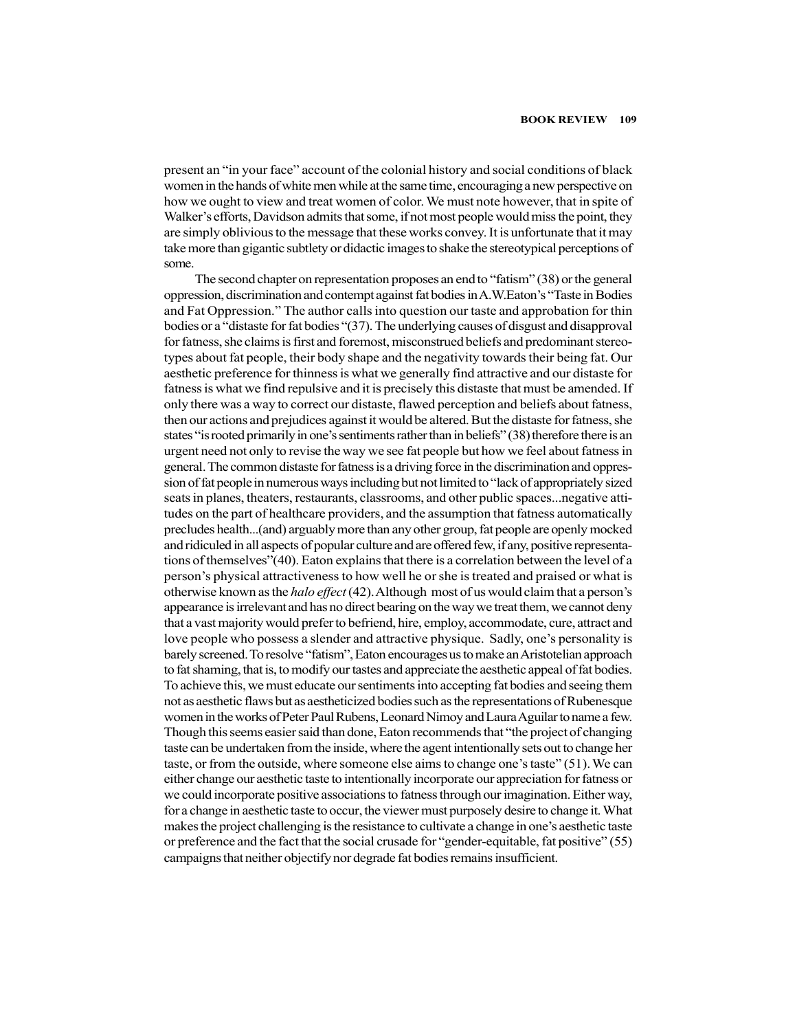present an "in your face" account of the colonial history and social conditions of black women in the hands of white men while at the same time, encouraging a new perspective on how we ought to view and treat women of color. We must note however, that in spite of Walker's efforts, Davidson admits that some, if not most people would miss the point, they are simply oblivious to the message that these works convey. It is unfortunate that it may take more than gigantic subtlety or didactic images to shake the stereotypical perceptions of some.

The second chapter on representation proposes an end to "fatism" (38) or the general oppression, discrimination and contempt against fat bodies in A.W.Eaton's "Taste in Bodies and Fat Oppression." The author calls into question our taste and approbation for thin bodies or a "distaste for fat bodies "(37). The underlying causes of disgust and disapproval for fatness, she claims is first and foremost, misconstrued beliefs and predominant stereotypes about fat people, their body shape and the negativity towards their being fat. Our aesthetic preference for thinness is what we generally find attractive and our distaste for fatness is what we find repulsive and it is precisely this distaste that must be amended. If only there was a way to correct our distaste, flawed perception and beliefs about fatness, then our actions and prejudices against it would be altered. But the distaste for fatness, she states "is rooted primarily in one's sentiments rather than in beliefs" (38) therefore there is an urgent need not only to revise the way we see fat people but how we feel about fatness in general. The common distaste for fatness is a driving force in the discrimination and oppression of fat people in numerous ways including but not limited to "lack of appropriately sized seats in planes, theaters, restaurants, classrooms, and other public spaces...negative attitudes on the part of healthcare providers, and the assumption that fatness automatically precludes health...(and) arguably more than any other group, fat people are openly mocked and ridiculed in all aspects of popular culture and are offered few, if any, positive representations of themselves"(40). Eaton explains that there is a correlation between the level of a person's physical attractiveness to how well he or she is treated and praised or what is otherwise known as the *halo effect* (42). Although most of us would claim that a person's appearance is irrelevant and has no direct bearing on the way we treat them, we cannot deny that a vast majority would prefer to befriend, hire, employ, accommodate, cure, attract and love people who possess a slender and attractive physique. Sadly, one's personality is barely screened. To resolve "fatism", Eaton encourages us to make an Aristotelian approach to fat shaming, that is, to modify our tastes and appreciate the aesthetic appeal of fat bodies. To achieve this, we must educate our sentiments into accepting fat bodies and seeing them not as aesthetic flaws but as aestheticized bodies such as the representations of Rubenesque women in the works of Peter Paul Rubens, Leonard Nimoy and Laura Aguilar to name a few. Though this seems easier said than done, Eaton recommends that "the project of changing taste can be undertaken from the inside, where the agent intentionally sets out to change her taste, or from the outside, where someone else aims to change one's taste" (51). We can either change our aesthetic taste to intentionally incorporate our appreciation for fatness or we could incorporate positive associations to fatness through our imagination. Either way, for a change in aesthetic taste to occur, the viewer must purposely desire to change it. What makes the project challenging is the resistance to cultivate a change in one's aesthetic taste or preference and the fact that the social crusade for "gender-equitable, fat positive" (55) campaigns that neither objectify nor degrade fat bodies remains insufficient.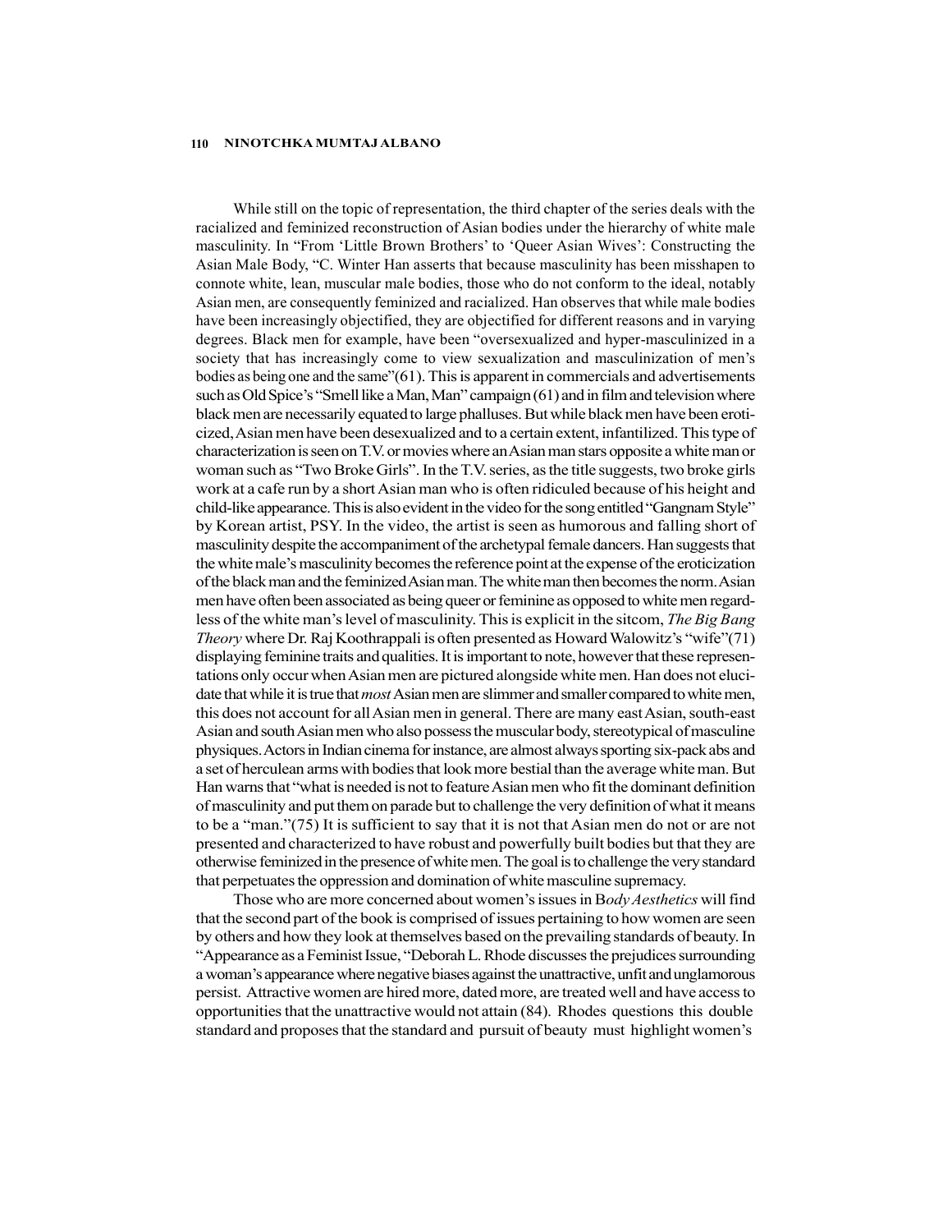While still on the topic of representation, the third chapter of the series deals with the racialized and feminized reconstruction of Asian bodies under the hierarchy of white male masculinity. In "From 'Little Brown Brothers' to 'Queer Asian Wives': Constructing the Asian Male Body, "C. Winter Han asserts that because masculinity has been misshapen to connote white, lean, muscular male bodies, those who do not conform to the ideal, notably Asian men, are consequently feminized and racialized. Han observes that while male bodies have been increasingly objectified, they are objectified for different reasons and in varying degrees. Black men for example, have been "oversexualized and hyper-masculinized in a society that has increasingly come to view sexualization and masculinization of men's bodies as being one and the same"(61). This is apparent in commercials and advertisements such as Old Spice's "Smell like a Man, Man" campaign (61) and in film and television where black men are necessarily equated to large phalluses. But while black men have been eroticized, Asian men have been desexualized and to a certain extent, infantilized. This type of characterization is seen on T.V. or movies where an Asian man stars opposite a white man or woman such as "Two Broke Girls". In the T.V. series, as the title suggests, two broke girls work at a cafe run by a short Asian man who is often ridiculed because of his height and child-like appearance. This is also evident in the video for the song entitled "Gangnam Style" by Korean artist, PSY. In the video, the artist is seen as humorous and falling short of masculinity despite the accompaniment of the archetypal female dancers. Han suggests that the white male's masculinity becomes the reference point at the expense of the eroticization of the black man and the feminized Asian man. The white man then becomes the norm. Asian men have often been associated as being queer or feminine as opposed to white men regardless of the white man's level of masculinity. This is explicit in the sitcom, *The Big Bang Theory* where Dr. Raj Koothrappali is often presented as Howard Walowitz's "wife"(71) displaying feminine traits and qualities. It is important to note, however that these representations only occur when Asian men are pictured alongside white men. Han does not elucidate that while it is true that *most* Asian men are slimmer and smaller compared to white men, this does not account for all Asian men in general. There are many east Asian, south-east Asian and south Asian men who also possess the muscular body, stereotypical of masculine physiques. Actors in Indian cinema for instance, are almost always sporting six-pack abs and a set of herculean arms with bodies that look more bestial than the average white man. But Han warns that "what is needed is not to feature Asian men who fit the dominant definition of masculinity and put them on parade but to challenge the very definition of what it means to be a "man."(75) It is sufficient to say that it is not that Asian men do not or are not presented and characterized to have robust and powerfully built bodies but that they are otherwise feminized in the presence of white men. The goal is to challenge the very standard that perpetuates the oppression and domination of white masculine supremacy.

Those who are more concerned about women's issues in B*ody Aesthetics* will find that the second part of the book is comprised of issues pertaining to how women are seen by others and how they look at themselves based on the prevailing standards of beauty. In "Appearance as a Feminist Issue, "Deborah L. Rhode discusses the prejudices surrounding a woman's appearance where negative biases against the unattractive, unfit and unglamorous persist. Attractive women are hired more, dated more, are treated well and have access to opportunities that the unattractive would not attain (84). Rhodes questions this double standard and proposes that the standard and pursuit of beauty must highlight women's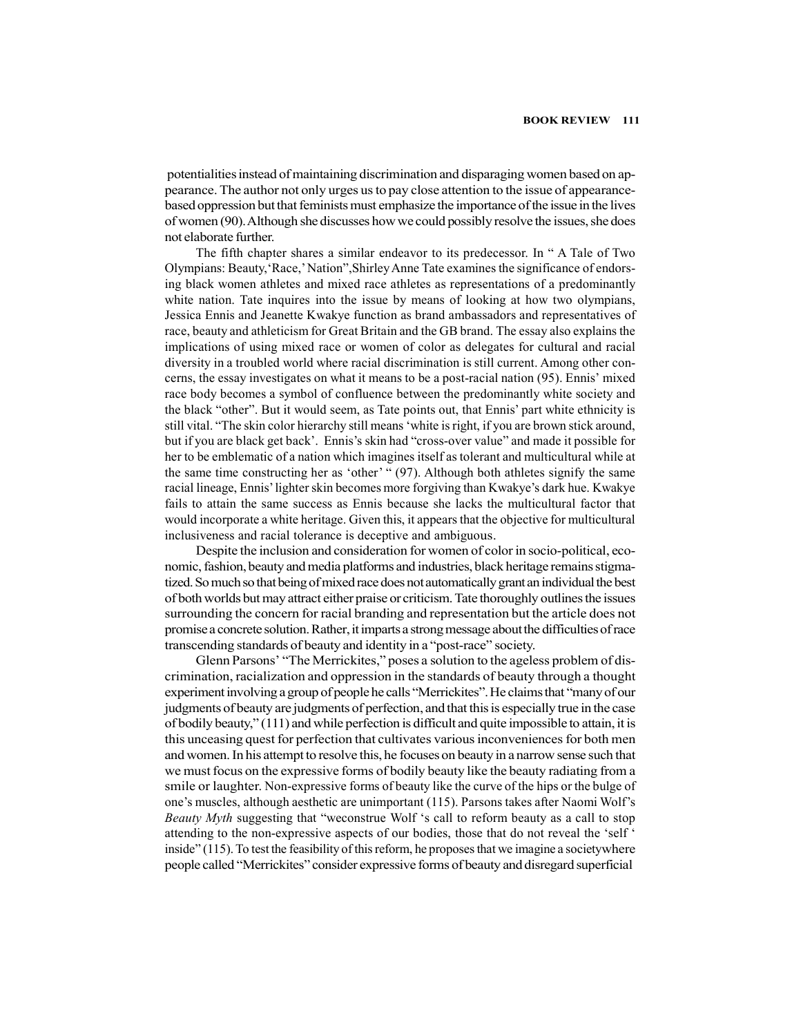potentialities instead of maintaining discrimination and disparaging women based on appearance. The author not only urges us to pay close attention to the issue of appearance-based oppression but that feminists must emphasize the importance of the issue in the lives of women (90). Although she discusses how we could possibly resolve the issues, she does not elaborate further.

The fifth chapter shares a similar endeavor to its predecessor. In " A Tale of Two Olympians: Beauty,'Race,' Nation",Shirley Anne Tate examines the significance of endorsing black women athletes and mixed race athletes as representations of a predominantly white nation. Tate inquires into the issue by means of looking at how two olympians, Jessica Ennis and Jeanette Kwakye function as brand ambassadors and representatives of race, beauty and athleticism for Great Britain and the GB brand. The essay also explains the implications of using mixed race or women of color as delegates for cultural and racial diversity in a troubled world where racial discrimination is still current. Among other concerns, the essay investigates on what it means to be a post-racial nation (95). Ennis' mixed race body becomes a symbol of confluence between the predominantly white society and the black "other". But it would seem, as Tate points out, that Ennis' part white ethnicity is still vital. "The skin color hierarchy still means 'white is right, if you are brown stick around, but if you are black get back'. Ennis's skin had "cross-over value" and made it possible for her to be emblematic of a nation which imagines itself as tolerant and multicultural while at the same time constructing her as 'other' " (97). Although both athletes signify the same racial lineage, Ennis' lighter skin becomes more forgiving than Kwakye's dark hue. Kwakye fails to attain the same success as Ennis because she lacks the multicultural factor that would incorporate a white heritage. Given this, it appears that the objective for multicultural inclusiveness and racial tolerance is deceptive and ambiguous.

Despite the inclusion and consideration for women of color in socio-political, economic, fashion, beauty and media platforms and industries, black heritage remains stigmatized. So much so that being of mixed race does not automatically grant an individual the best of both worlds but may attract either praise or criticism. Tate thoroughly outlines the issues surrounding the concern for racial branding and representation but the article does not promise a concrete solution. Rather, it imparts a strong message about the difficulties of race transcending standards of beauty and identity in a "post-race" society.

Glenn Parsons' "The Merrickites," poses a solution to the ageless problem of discrimination, racialization and oppression in the standards of beauty through a thought experiment involving a group of people he calls "Merrickites". He claims that "many of our judgments of beauty are judgments of perfection, and that this is especially true in the case of bodily beauty," (111) and while perfection is difficult and quite impossible to attain, it is this unceasing quest for perfection that cultivates various inconveniences for both men and women. In his attempt to resolve this, he focuses on beauty in a narrow sense such that we must focus on the expressive forms of bodily beauty like the beauty radiating from a smile or laughter. Non-expressive forms of beauty like the curve of the hips or the bulge of one's muscles, although aesthetic are unimportant (115). Parsons takes after Naomi Wolf's *Beauty Myth* suggesting that "weconstrue Wolf 's call to reform beauty as a call to stop attending to the non-expressive aspects of our bodies, those that do not reveal the 'self ' inside" (115). To test the feasibility of this reform, he proposes that we imagine a societywhere people called "Merrickites" consider expressive forms of beauty and disregard superficial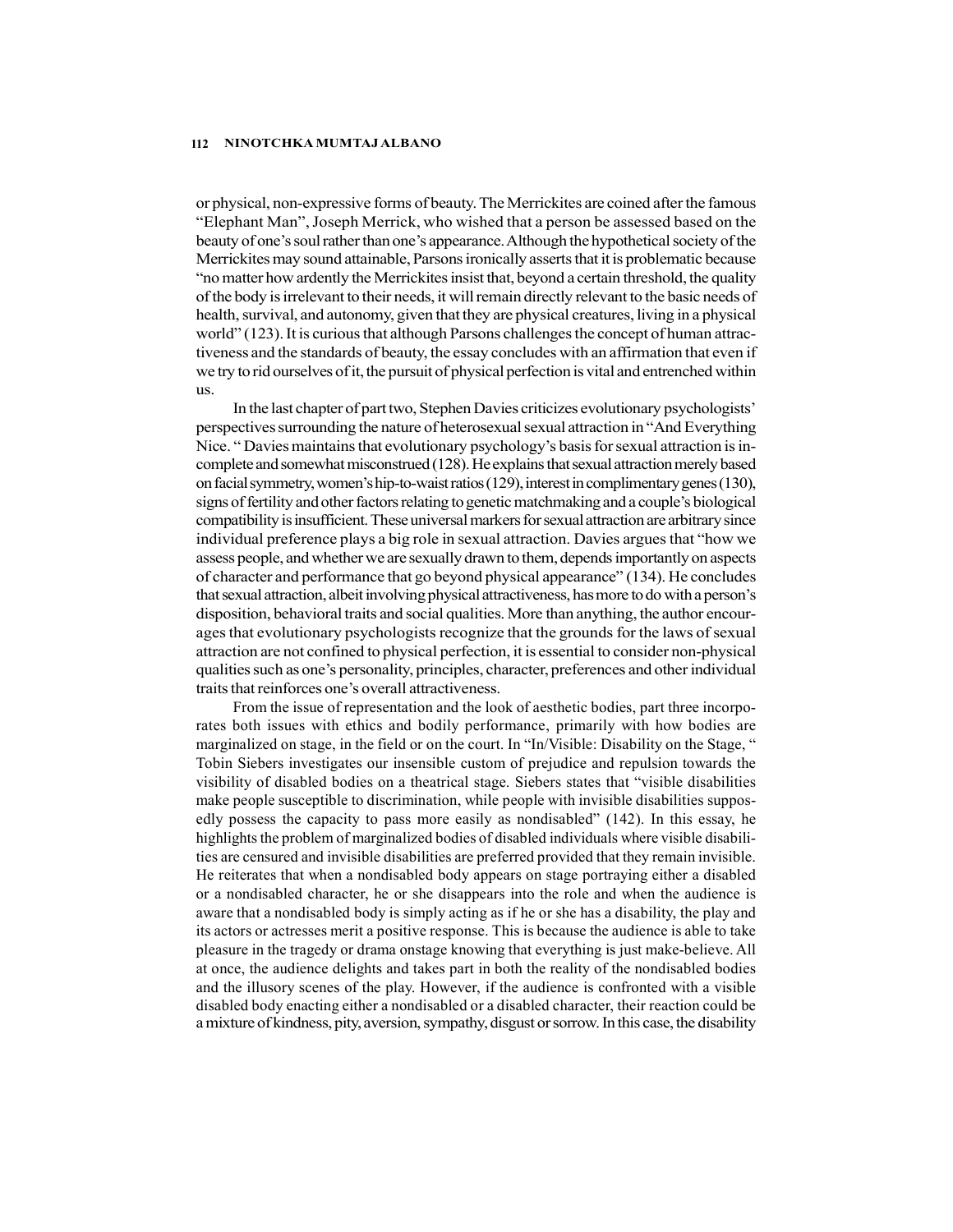or physical, non-expressive forms of beauty. The Merrickites are coined after the famous "Elephant Man", Joseph Merrick, who wished that a person be assessed based on the beauty of one's soul rather than one's appearance. Although the hypothetical society of the Merrickites may sound attainable, Parsons ironically asserts that it is problematic because "no matter how ardently the Merrickites insist that, beyond a certain threshold, the quality of the body is irrelevant to their needs, it will remain directly relevant to the basic needs of health, survival, and autonomy, given that they are physical creatures, living in a physical world" (123). It is curious that although Parsons challenges the concept of human attractiveness and the standards of beauty, the essay concludes with an affirmation that even if we try to rid ourselves of it, the pursuit of physical perfection is vital and entrenched within us.

In the last chapter of part two, Stephen Davies criticizes evolutionary psychologists' perspectives surrounding the nature of heterosexual sexual attraction in "And Everything Nice. " Davies maintains that evolutionary psychology's basis for sexual attraction is incomplete and somewhat misconstrued (128). He explains that sexual attraction merely based on facial symmetry, women's hip-to-waist ratios (129), interest in complimentary genes (130), signs of fertility and other factors relating to genetic matchmaking and a couple's biological compatibility is insufficient. These universal markers for sexual attraction are arbitrary since individual preference plays a big role in sexual attraction. Davies argues that "how we assess people, and whether we are sexually drawn to them, depends importantly on aspects of character and performance that go beyond physical appearance" (134). He concludes that sexual attraction, albeit involving physical attractiveness, has more to do with a person's disposition, behavioral traits and social qualities. More than anything, the author encourages that evolutionary psychologists recognize that the grounds for the laws of sexual attraction are not confined to physical perfection, it is essential to consider non-physical qualities such as one's personality, principles, character, preferences and other individual traits that reinforces one's overall attractiveness.

From the issue of representation and the look of aesthetic bodies, part three incorporates both issues with ethics and bodily performance, primarily with how bodies are marginalized on stage, in the field or on the court. In "In/Visible: Disability on the Stage, " Tobin Siebers investigates our insensible custom of prejudice and repulsion towards the visibility of disabled bodies on a theatrical stage. Siebers states that "visible disabilities make people susceptible to discrimination, while people with invisible disabilities supposedly possess the capacity to pass more easily as nondisabled" (142). In this essay, he highlights the problem of marginalized bodies of disabled individuals where visible disabilities are censured and invisible disabilities are preferred provided that they remain invisible. He reiterates that when a nondisabled body appears on stage portraying either a disabled or a nondisabled character, he or she disappears into the role and when the audience is aware that a nondisabled body is simply acting as if he or she has a disability, the play and its actors or actresses merit a positive response. This is because the audience is able to take pleasure in the tragedy or drama onstage knowing that everything is just make-believe. All at once, the audience delights and takes part in both the reality of the nondisabled bodies and the illusory scenes of the play. However, if the audience is confronted with a visible disabled body enacting either a nondisabled or a disabled character, their reaction could be a mixture of kindness, pity, aversion, sympathy, disgust or sorrow. In this case, the disability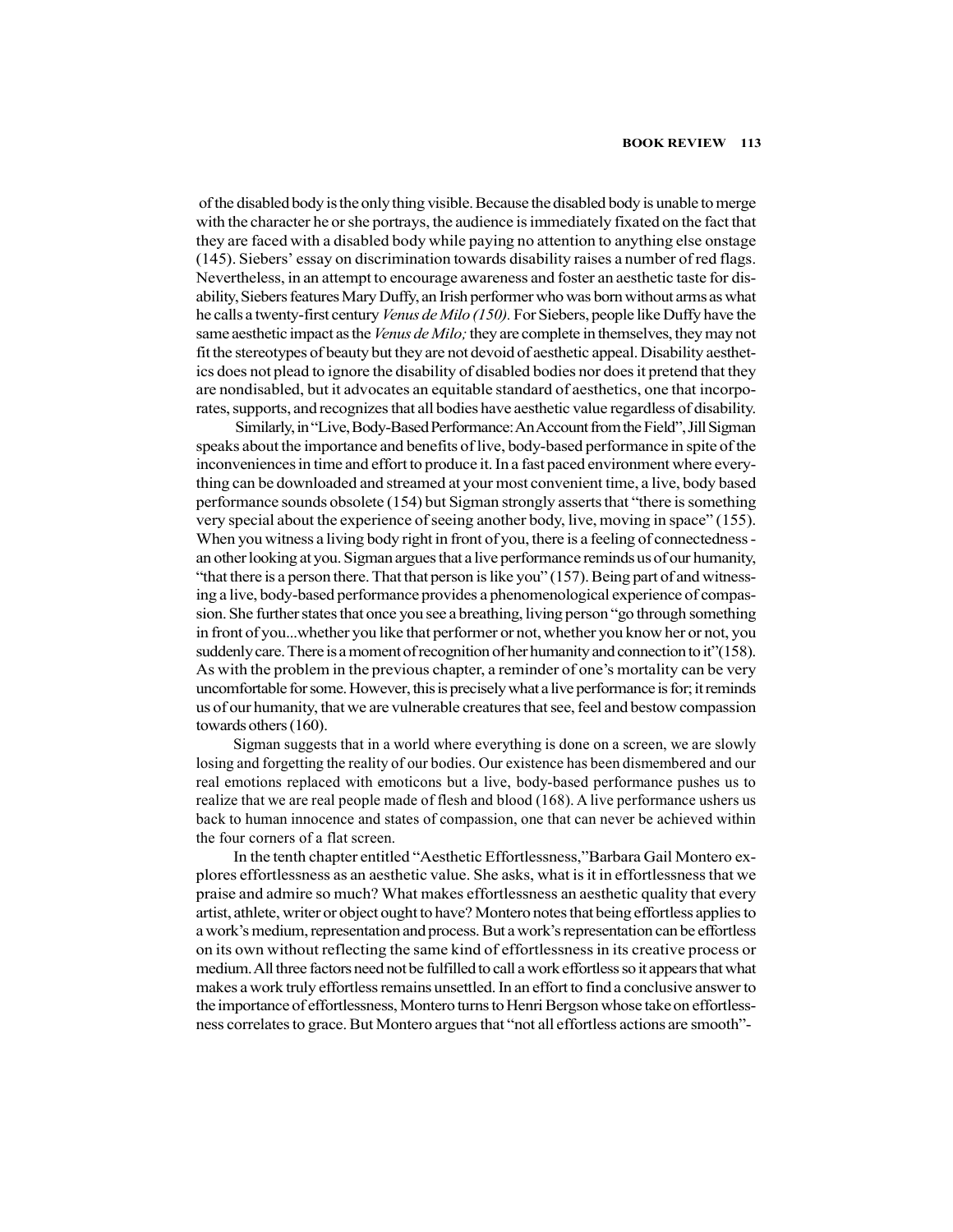of the disabled body is the only thing visible. Because the disabled body is unable to merge with the character he or she portrays, the audience is immediately fixated on the fact that they are faced with a disabled body while paying no attention to anything else onstage (145). Siebers' essay on discrimination towards disability raises a number of red flags. Nevertheless, in an attempt to encourage awareness and foster an aesthetic taste for disability, Siebers features Mary Duffy, an Irish performer who was born without arms as what he calls a twenty-first century *Venus de Milo (150).* For Siebers, people like Duffy have the same aesthetic impact as the *Venus de Milo;* they are complete in themselves, they may not fit the stereotypes of beauty but they are not devoid of aesthetic appeal. Disability aesthetics does not plead to ignore the disability of disabled bodies nor does it pretend that they are nondisabled, but it advocates an equitable standard of aesthetics, one that incorporates, supports, and recognizes that all bodies have aesthetic value regardless of disability.

Similarly, in "Live, Body-Based Performance: An Account from the Field", Jill Sigman speaks about the importance and benefits of live, body-based performance in spite of the inconveniences in time and effort to produce it. In a fast paced environment where everything can be downloaded and streamed at your most convenient time, a live, body based performance sounds obsolete (154) but Sigman strongly asserts that "there is something very special about the experience of seeing another body, live, moving in space" (155). When you witness a living body right in front of you, there is a feeling of connectedness - an other looking at you. Sigman argues that a live performance reminds us of our humanity, "that there is a person there. That that person is like you" (157). Being part of and witnessing a live, body-based performance provides a phenomenological experience of compassion. She further states that once you see a breathing, living person "go through something in front of you...whether you like that performer or not, whether you know her or not, you suddenly care. There is a moment of recognition of her humanity and connection to it"(158). As with the problem in the previous chapter, a reminder of one's mortality can be very uncomfortable for some. However, this is precisely what a live performance is for; it reminds us of our humanity, that we are vulnerable creatures that see, feel and bestow compassion towards others (160).

Sigman suggests that in a world where everything is done on a screen, we are slowly losing and forgetting the reality of our bodies. Our existence has been dismembered and our real emotions replaced with emoticons but a live, body-based performance pushes us to realize that we are real people made of flesh and blood (168). A live performance ushers us back to human innocence and states of compassion, one that can never be achieved within the four corners of a flat screen.

In the tenth chapter entitled "Aesthetic Effortlessness,"Barbara Gail Montero explores effortlessness as an aesthetic value. She asks, what is it in effortlessness that we praise and admire so much? What makes effortlessness an aesthetic quality that every artist, athlete, writer or object ought to have? Montero notes that being effortless applies to a work's medium, representation and process. But a work's representation can be effortless on its own without reflecting the same kind of effortlessness in its creative process or medium. All three factors need not be fulfilled to call a work effortless so it appears that what makes a work truly effortless remains unsettled. In an effort to find a conclusive answer to the importance of effortlessness, Montero turns to Henri Bergson whose take on effortlessness correlates to grace. But Montero argues that "not all effortless actions are smooth"-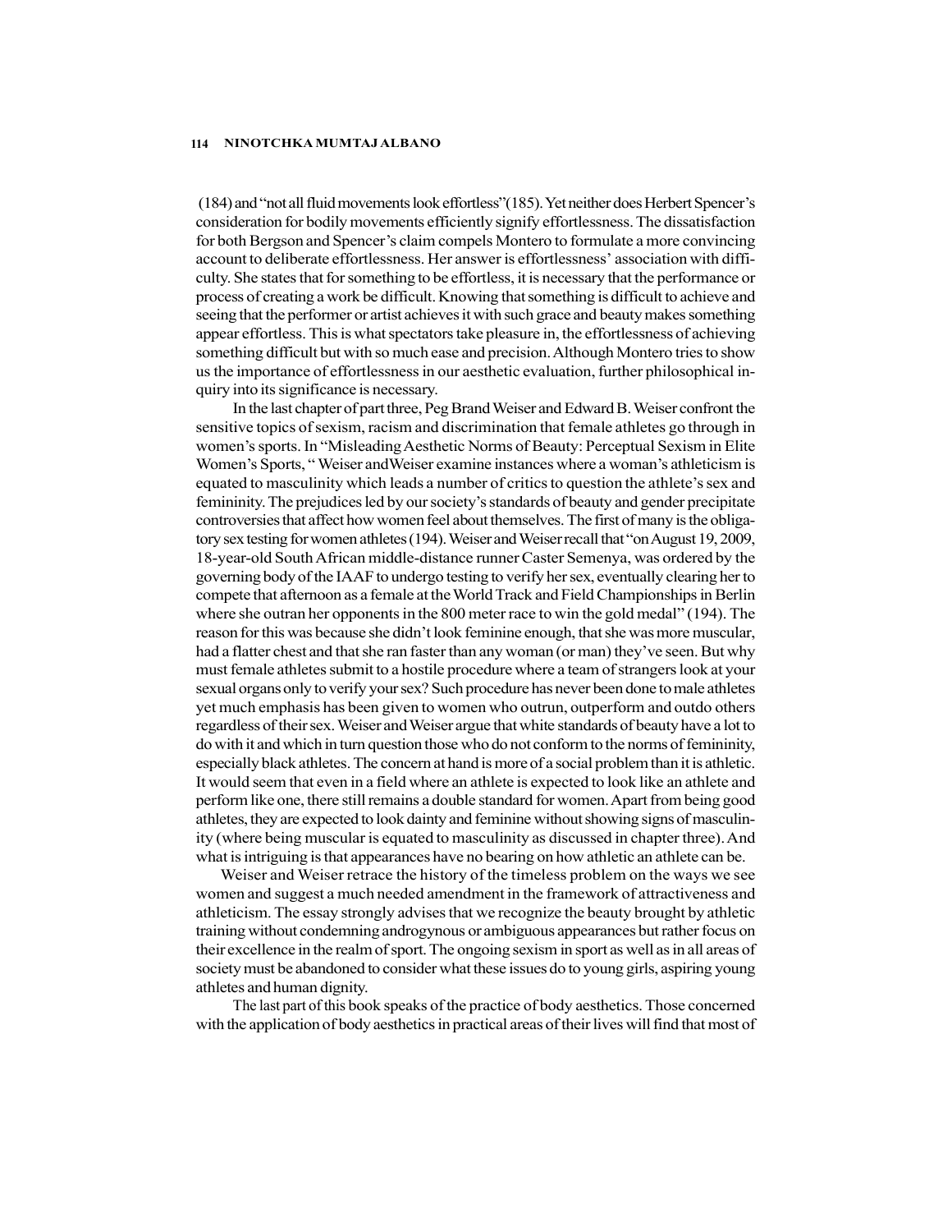(184) and "not all fluid movements look effortless"(185). Yet neither does Herbert Spencer's consideration for bodily movements efficiently signify effortlessness. The dissatisfaction for both Bergson and Spencer's claim compels Montero to formulate a more convincing account to deliberate effortlessness. Her answer is effortlessness' association with difficulty. She states that for something to be effortless, it is necessary that the performance or process of creating a work be difficult. Knowing that something is difficult to achieve and seeing that the performer or artist achieves it with such grace and beauty makes something appear effortless. This is what spectators take pleasure in, the effortlessness of achieving something difficult but with so much ease and precision. Although Montero tries to show us the importance of effortlessness in our aesthetic evaluation, further philosophical inquiry into its significance is necessary.

In the last chapter of part three, Peg Brand Weiser and Edward B. Weiser confront the sensitive topics of sexism, racism and discrimination that female athletes go through in women's sports. In "Misleading Aesthetic Norms of Beauty: Perceptual Sexism in Elite Women's Sports, " Weiser andWeiser examine instances where a woman's athleticism is equated to masculinity which leads a number of critics to question the athlete's sex and femininity. The prejudices led by our society's standards of beauty and gender precipitate controversies that affect how women feel about themselves. The first of many is the obligatory sex testing for women athletes (194). Weiser and Weiser recall that "on August 19, 2009, 18-year-old South African middle-distance runner Caster Semenya, was ordered by the governing body of the IAAF to undergo testing to verify her sex, eventually clearing her to compete that afternoon as a female at the World Track and Field Championships in Berlin where she outran her opponents in the 800 meter race to win the gold medal" (194). The reason for this was because she didn't look feminine enough, that she was more muscular, had a flatter chest and that she ran faster than any woman (or man) they've seen. But why must female athletes submit to a hostile procedure where a team of strangers look at your sexual organs only to verify your sex? Such procedure has never been done to male athletes yet much emphasis has been given to women who outrun, outperform and outdo others regardless of their sex. Weiser and Weiser argue that white standards of beauty have a lot to do with it and which in turn question those who do not conform to the norms of femininity, especially black athletes. The concern at hand is more of a social problem than it is athletic. It would seem that even in a field where an athlete is expected to look like an athlete and perform like one, there still remains a double standard for women. Apart from being good athletes, they are expected to look dainty and feminine without showing signs of masculinity (where being muscular is equated to masculinity as discussed in chapter three). And what is intriguing is that appearances have no bearing on how athletic an athlete can be.

Weiser and Weiser retrace the history of the timeless problem on the ways we see women and suggest a much needed amendment in the framework of attractiveness and athleticism. The essay strongly advises that we recognize the beauty brought by athletic training without condemning androgynous or ambiguous appearances but rather focus on their excellence in the realm of sport. The ongoing sexism in sport as well as in all areas of society must be abandoned to consider what these issues do to young girls, aspiring young athletes and human dignity.

The last part of this book speaks of the practice of body aesthetics. Those concerned with the application of body aesthetics in practical areas of their lives will find that most of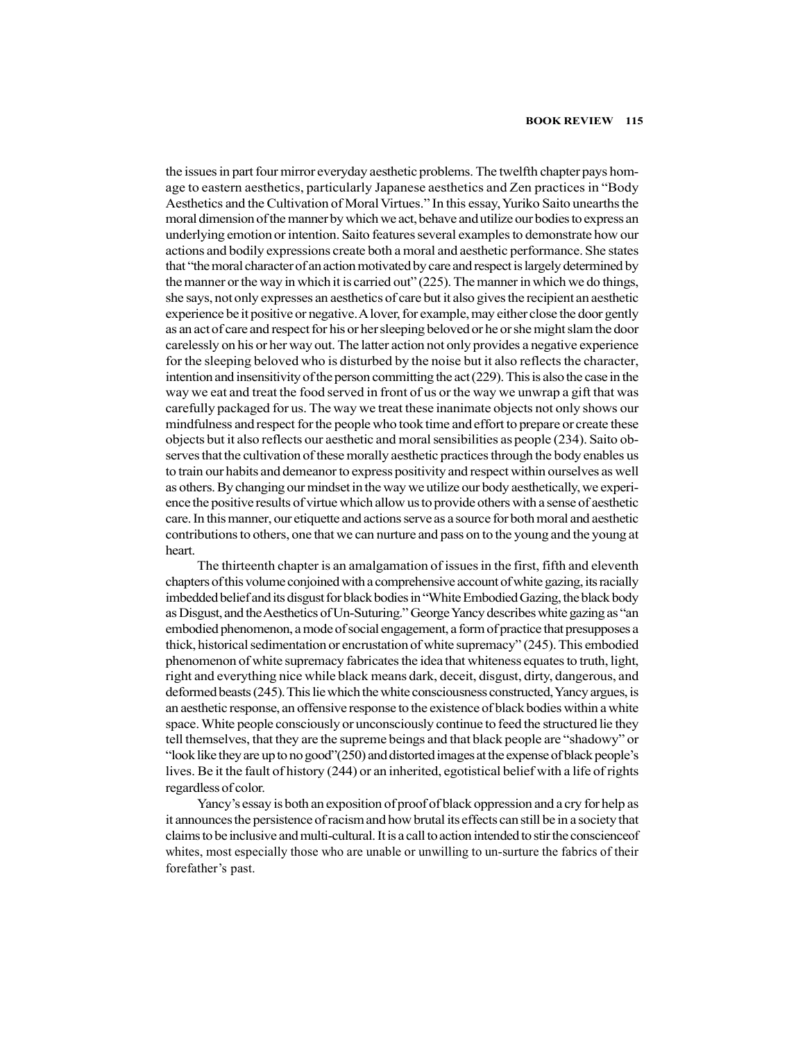the issues in part four mirror everyday aesthetic problems. The twelfth chapter pays homage to eastern aesthetics, particularly Japanese aesthetics and Zen practices in "Body Aesthetics and the Cultivation of Moral Virtues." In this essay, Yuriko Saito unearths the moral dimension of the manner by which we act, behave and utilize our bodies to express an underlying emotion or intention. Saito features several examples to demonstrate how our actions and bodily expressions create both a moral and aesthetic performance. She states that "the moral character of an action motivated by care and respect is largely determined by the manner or the way in which it is carried out" (225). The manner in which we do things, she says, not only expresses an aesthetics of care but it also gives the recipient an aesthetic experience be it positive or negative. A lover, for example, may either close the door gently as an act of care and respect for his or her sleeping beloved or he or she might slam the door carelessly on his or her way out. The latter action not only provides a negative experience for the sleeping beloved who is disturbed by the noise but it also reflects the character, intention and insensitivity of the person committing the act (229). This is also the case in the way we eat and treat the food served in front of us or the way we unwrap a gift that was carefully packaged for us. The way we treat these inanimate objects not only shows our mindfulness and respect for the people who took time and effort to prepare or create these objects but it also reflects our aesthetic and moral sensibilities as people (234). Saito observes that the cultivation of these morally aesthetic practices through the body enables us to train our habits and demeanor to express positivity and respect within ourselves as well as others. By changing our mindset in the way we utilize our body aesthetically, we experience the positive results of virtue which allow us to provide others with a sense of aesthetic care. In this manner, our etiquette and actions serve as a source for both moral and aesthetic contributions to others, one that we can nurture and pass on to the young and the young at heart.

The thirteenth chapter is an amalgamation of issues in the first, fifth and eleventh chapters of this volume conjoined with a comprehensive account of white gazing, its racially imbedded belief and its disgust for black bodies in "White Embodied Gazing, the black body as Disgust, and the Aesthetics of Un-Suturing." George Yancy describes white gazing as "an embodied phenomenon, a mode of social engagement, a form of practice that presupposes a thick, historical sedimentation or encrustation of white supremacy" (245). This embodied phenomenon of white supremacy fabricates the idea that whiteness equates to truth, light, right and everything nice while black means dark, deceit, disgust, dirty, dangerous, and deformed beasts (245). This lie which the white consciousness constructed, Yancy argues, is an aesthetic response, an offensive response to the existence of black bodies within a white space. White people consciously or unconsciously continue to feed the structured lie they tell themselves, that they are the supreme beings and that black people are "shadowy" or "look like they are up to no good"(250) and distorted images at the expense of black people's lives. Be it the fault of history (244) or an inherited, egotistical belief with a life of rights regardless of color.

Yancy's essay is both an exposition of proof of black oppression and a cry for help as it announces the persistence of racism and how brutal its effects can still be in a society that claims to be inclusive and multi-cultural. It is a call to action intended to stir the conscienceof whites, most especially those who are unable or unwilling to un-surture the fabrics of their forefather's past.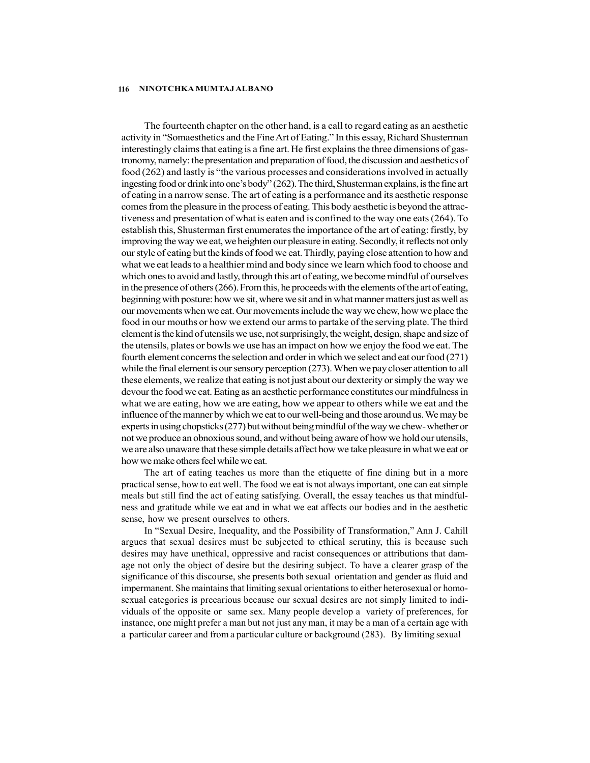The fourteenth chapter on the other hand, is a call to regard eating as an aesthetic activity in "Somaesthetics and the Fine Art of Eating." In this essay, Richard Shusterman interestingly claims that eating is a fine art. He first explains the three dimensions of gastronomy, namely: the presentation and preparation of food, the discussion and aesthetics of food (262) and lastly is "the various processes and considerations involved in actually ingesting food or drink into one's body" (262). The third, Shusterman explains, is the fine art of eating in a narrow sense. The art of eating is a performance and its aesthetic response comes from the pleasure in the process of eating. This body aesthetic is beyond the attractiveness and presentation of what is eaten and is confined to the way one eats (264). To establish this, Shusterman first enumerates the importance of the art of eating: firstly, by improving the way we eat, we heighten our pleasure in eating. Secondly, it reflects not only our style of eating but the kinds of food we eat. Thirdly, paying close attention to how and what we eat leads to a healthier mind and body since we learn which food to choose and which ones to avoid and lastly, through this art of eating, we become mindful of ourselves in the presence of others (266). From this, he proceeds with the elements of the art of eating, beginning with posture: how we sit, where we sit and in what manner matters just as well as our movements when we eat. Our movements include the way we chew, how we place the food in our mouths or how we extend our arms to partake of the serving plate. The third element is the kind of utensils we use, not surprisingly, the weight, design, shape and size of the utensils, plates or bowls we use has an impact on how we enjoy the food we eat. The fourth element concerns the selection and order in which we select and eat our food (271) while the final element is our sensory perception (273). When we pay closer attention to all these elements, we realize that eating is not just about our dexterity or simply the way we devour the food we eat. Eating as an aesthetic performance constitutes our mindfulness in what we are eating, how we are eating, how we appear to others while we eat and the influence of the manner by which we eat to our well-being and those around us. We may be experts in using chopsticks (277) but without being mindful of the way we chew- whether or not we produce an obnoxious sound, and without being aware of how we hold our utensils, we are also unaware that these simple details affect how we take pleasure in what we eat or how we make others feel while we eat.

The art of eating teaches us more than the etiquette of fine dining but in a more practical sense, how to eat well. The food we eat is not always important, one can eat simple meals but still find the act of eating satisfying. Overall, the essay teaches us that mindfulness and gratitude while we eat and in what we eat affects our bodies and in the aesthetic sense, how we present ourselves to others.

In "Sexual Desire, Inequality, and the Possibility of Transformation," Ann J. Cahill argues that sexual desires must be subjected to ethical scrutiny, this is because such desires may have unethical, oppressive and racist consequences or attributions that damage not only the object of desire but the desiring subject. To have a clearer grasp of the significance of this discourse, she presents both sexual orientation and gender as fluid and impermanent. She maintains that limiting sexual orientations to either heterosexual or homosexual categories is precarious because our sexual desires are not simply limited to individuals of the opposite or same sex. Many people develop a variety of preferences, for instance, one might prefer a man but not just any man, it may be a man of a certain age with a particular career and from a particular culture or background (283). By limiting sexual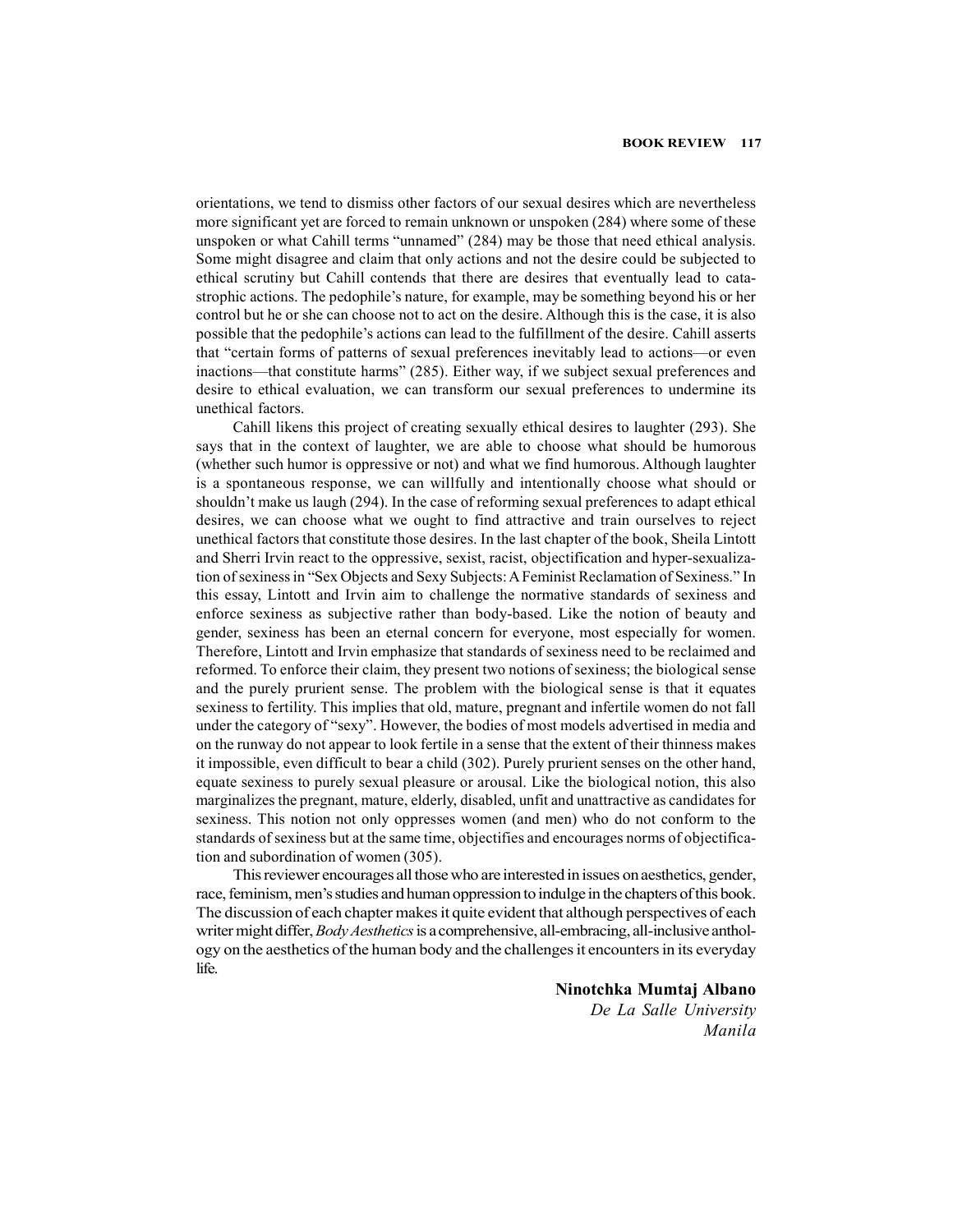orientations, we tend to dismiss other factors of our sexual desires which are nevertheless more significant yet are forced to remain unknown or unspoken (284) where some of these unspoken or what Cahill terms "unnamed" (284) may be those that need ethical analysis. Some might disagree and claim that only actions and not the desire could be subjected to ethical scrutiny but Cahill contends that there are desires that eventually lead to catastrophic actions. The pedophile's nature, for example, may be something beyond his or her control but he or she can choose not to act on the desire. Although this is the case, it is also possible that the pedophile's actions can lead to the fulfillment of the desire. Cahill asserts that "certain forms of patterns of sexual preferences inevitably lead to actions—or even inactions—that constitute harms" (285). Either way, if we subject sexual preferences and desire to ethical evaluation, we can transform our sexual preferences to undermine its unethical factors.

Cahill likens this project of creating sexually ethical desires to laughter (293). She says that in the context of laughter, we are able to choose what should be humorous (whether such humor is oppressive or not) and what we find humorous. Although laughter is a spontaneous response, we can willfully and intentionally choose what should or shouldn't make us laugh (294). In the case of reforming sexual preferences to adapt ethical desires, we can choose what we ought to find attractive and train ourselves to reject unethical factors that constitute those desires. In the last chapter of the book, Sheila Lintott and Sherri Irvin react to the oppressive, sexist, racist, objectification and hyper-sexualization of sexiness in "Sex Objects and Sexy Subjects: A Feminist Reclamation of Sexiness." In this essay, Lintott and Irvin aim to challenge the normative standards of sexiness and enforce sexiness as subjective rather than body-based. Like the notion of beauty and gender, sexiness has been an eternal concern for everyone, most especially for women. Therefore, Lintott and Irvin emphasize that standards of sexiness need to be reclaimed and reformed. To enforce their claim, they present two notions of sexiness; the biological sense and the purely prurient sense. The problem with the biological sense is that it equates sexiness to fertility. This implies that old, mature, pregnant and infertile women do not fall under the category of "sexy". However, the bodies of most models advertised in media and on the runway do not appear to look fertile in a sense that the extent of their thinness makes it impossible, even difficult to bear a child (302). Purely prurient senses on the other hand, equate sexiness to purely sexual pleasure or arousal. Like the biological notion, this also marginalizes the pregnant, mature, elderly, disabled, unfit and unattractive as candidates for sexiness. This notion not only oppresses women (and men) who do not conform to the standards of sexiness but at the same time, objectifies and encourages norms of objectification and subordination of women (305).

This reviewer encourages all those who are interested in issues on aesthetics, gender, race, feminism, men's studies and human oppression to indulge in the chapters of this book. The discussion of each chapter makes it quite evident that although perspectives of each writer might differ, *Body Aesthetics* is a comprehensive, all-embracing, all-inclusive anthology on the aesthetics of the human body and the challenges it encounters in its everyday life.

**Ninotchka Mumtaj Albano**
*De La Salle University*
*Manila*